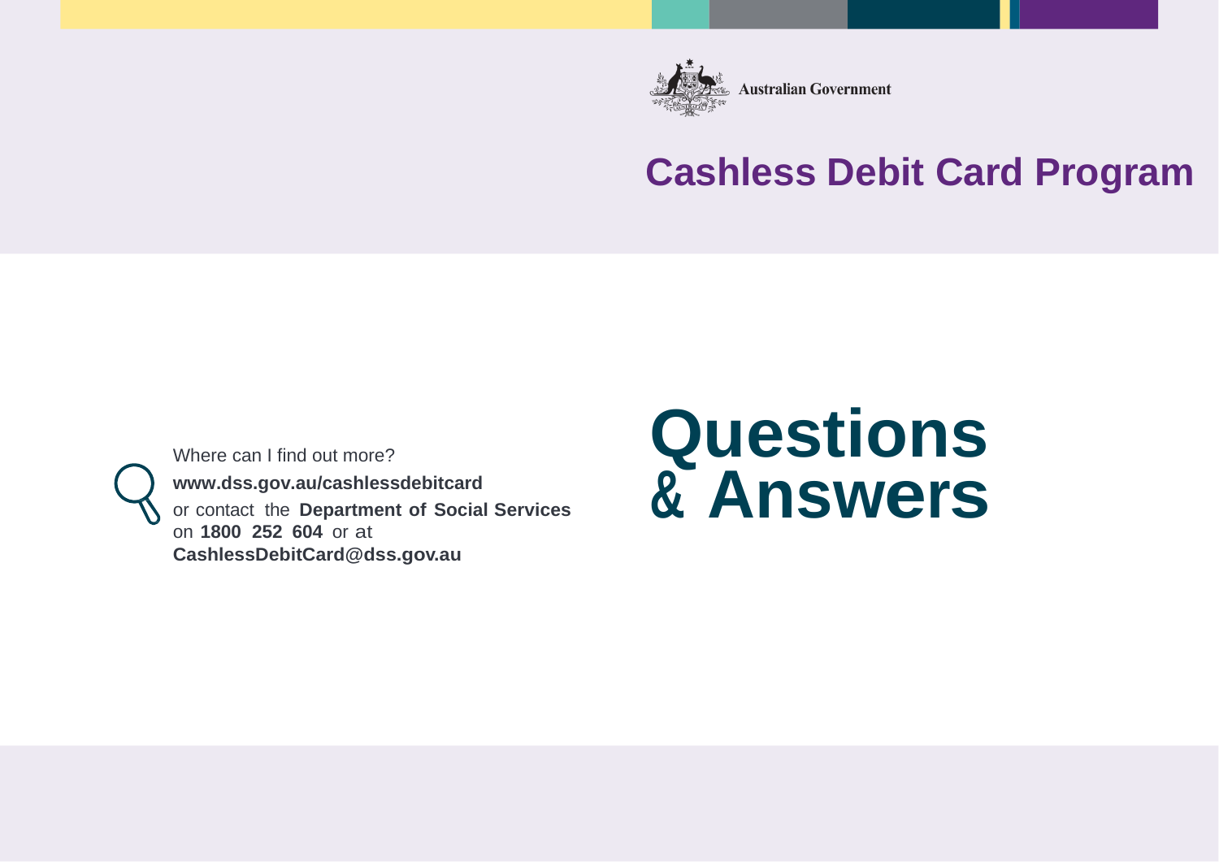Australian Government

# Cashless Debit Card Program

# Questions & Answers

Where can I find out more?

**www.dss.gov.au/cashlessdebitcard**

or contact the **Department of Social Services** on **1800 252 604** or at **CashlessDebitCard@dss.gov.au**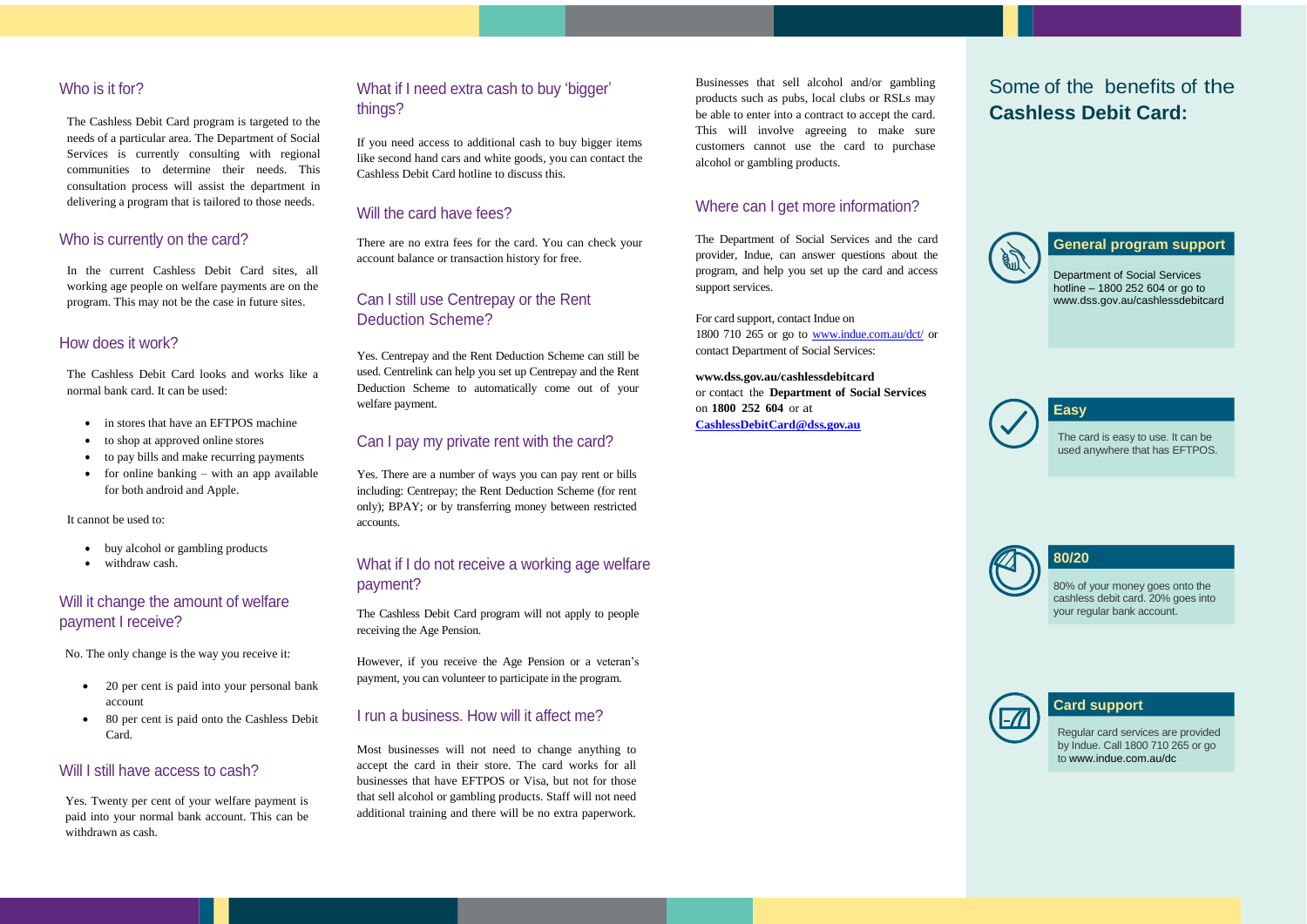## Who is it for?

The Cashless Debit Card program is targeted to the needs of a particular area. The Department of Social Services is currently consulting with regional communities to determine their needs. This consultation process will assist the department in delivering a program that is tailored to those needs.

## Who is currently on the card?

In the current Cashless Debit Card sites, all working age people on welfare payments are on the program. This may not be the case in future sites.

## How does it work?

The Cashless Debit Card looks and works like a normal bank card. It can be used:

- in stores that have an EFTPOS machine
- to shop at approved online stores
- to pay bills and make recurring payments
- for online banking – with an app available for both android and Apple.

It cannot be used to:

- buy alcohol or gambling products
- withdraw cash.

## Will it change the amount of welfare payment I receive?

No. The only change is the way you receive it:

- 20 per cent is paid into your personal bank account
- 80 per cent is paid onto the Cashless Debit Card.

## Will I still have access to cash?

Yes. Twenty per cent of your welfare payment is paid into your normal bank account. This can be withdrawn as cash.

## What if I need extra cash to buy 'bigger' things?

If you need access to additional cash to buy bigger items like second hand cars and white goods, you can contact the Cashless Debit Card hotline to discuss this.

## Will the card have fees?

There are no extra fees for the card. You can check your account balance or transaction history for free.

## Can I still use Centrepay or the Rent Deduction Scheme?

Yes. Centrepay and the Rent Deduction Scheme can still be used. Centrelink can help you set up Centrepay and the Rent Deduction Scheme to automatically come out of your welfare payment.

## Can I pay my private rent with the card?

Yes. There are a number of ways you can pay rent or bills including: Centrepay; the Rent Deduction Scheme (for rent only); BPAY; or by transferring money between restricted accounts.

## What if I do not receive a working age welfare payment?

The Cashless Debit Card program will not apply to people receiving the Age Pension.

However, if you receive the Age Pension or a veteran's payment, you can volunteer to participate in the program.

## I run a business. How will it affect me?

Most businesses will not need to change anything to accept the card in their store. The card works for all businesses that have EFTPOS or Visa, but not for those that sell alcohol or gambling products. Staff will not need additional training and there will be no extra paperwork.

Businesses that sell alcohol and/or gambling products such as pubs, local clubs or RSLs may be able to enter into a contract to accept the card. This will involve agreeing to make sure customers cannot use the card to purchase alcohol or gambling products.

## Where can I get more information?

The Department of Social Services and the card provider, Indue, can answer questions about the program, and help you set up the card and access support services.

For card support, contact Indue on 1800 710 265 or go to www.indue.com.au/dct/ or contact Department of Social Services:

**www.dss.gov.au/cashlessdebitcard**
or contact the **Department of Social Services** on **1800 252 604** or at **CashlessDebitCard@dss.gov.au**

## Some of the benefits of the **Cashless Debit Card:**

### General program support

Department of Social Services hotline – 1800 252 604 or go to www.dss.gov.au/cashlessdebitcard

### Easy

The card is easy to use. It can be used anywhere that has EFTPOS.

### 80/20

80% of your money goes onto the cashless debit card. 20% goes into your regular bank account.

### Card support

Regular card services are provided by Indue. Call 1800 710 265 or go to www.indue.com.au/dc